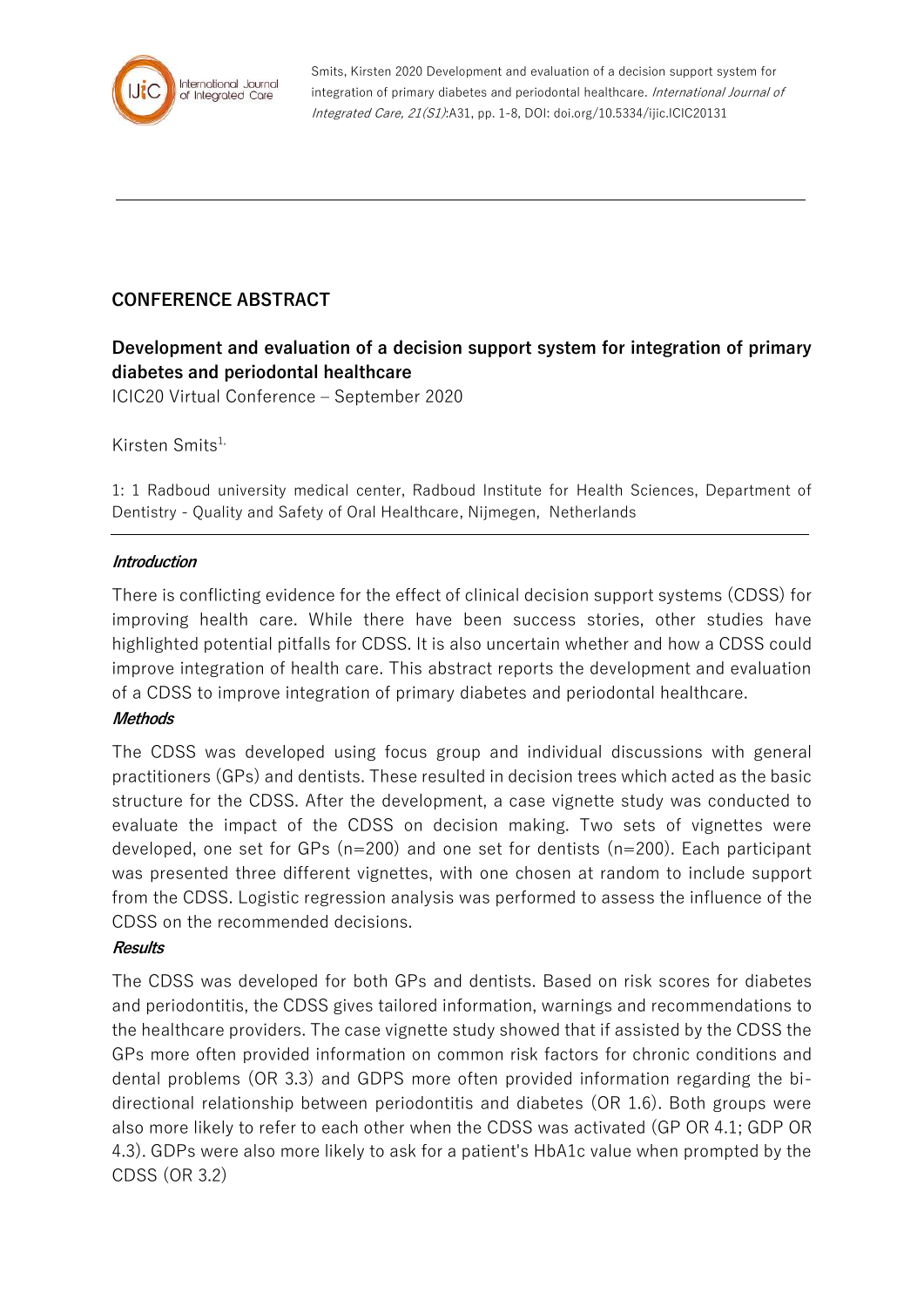Smits, Kirsten 2020 Development and evaluation of a decision support system for integration of primary diabetes and periodontal healthcare. *International Journal of Integrated Care, 21(S1)*:A31, pp. 1-8, DOI: doi.org/10.5334/ijic.ICIC20131

## CONFERENCE ABSTRACT

### Development and evaluation of a decision support system for integration of primary diabetes and periodontal healthcare

ICIC20 Virtual Conference – September 2020

Kirsten Smits[1,]

1: 1 Radboud university medical center, Radboud Institute for Health Sciences, Department of Dentistry - Quality and Safety of Oral Healthcare, Nijmegen, Netherlands

#### *Introduction*

There is conflicting evidence for the effect of clinical decision support systems (CDSS) for improving health care. While there have been success stories, other studies have highlighted potential pitfalls for CDSS. It is also uncertain whether and how a CDSS could improve integration of health care. This abstract reports the development and evaluation of a CDSS to improve integration of primary diabetes and periodontal healthcare.

#### *Methods*

The CDSS was developed using focus group and individual discussions with general practitioners (GPs) and dentists. These resulted in decision trees which acted as the basic structure for the CDSS. After the development, a case vignette study was conducted to evaluate the impact of the CDSS on decision making. Two sets of vignettes were developed, one set for GPs (n=200) and one set for dentists (n=200). Each participant was presented three different vignettes, with one chosen at random to include support from the CDSS. Logistic regression analysis was performed to assess the influence of the CDSS on the recommended decisions.

#### *Results*

The CDSS was developed for both GPs and dentists. Based on risk scores for diabetes and periodontitis, the CDSS gives tailored information, warnings and recommendations to the healthcare providers. The case vignette study showed that if assisted by the CDSS the GPs more often provided information on common risk factors for chronic conditions and dental problems (OR 3.3) and GDPS more often provided information regarding the bi-directional relationship between periodontitis and diabetes (OR 1.6). Both groups were also more likely to refer to each other when the CDSS was activated (GP OR 4.1; GDP OR 4.3). GDPs were also more likely to ask for a patient's HbA1c value when prompted by the CDSS (OR 3.2)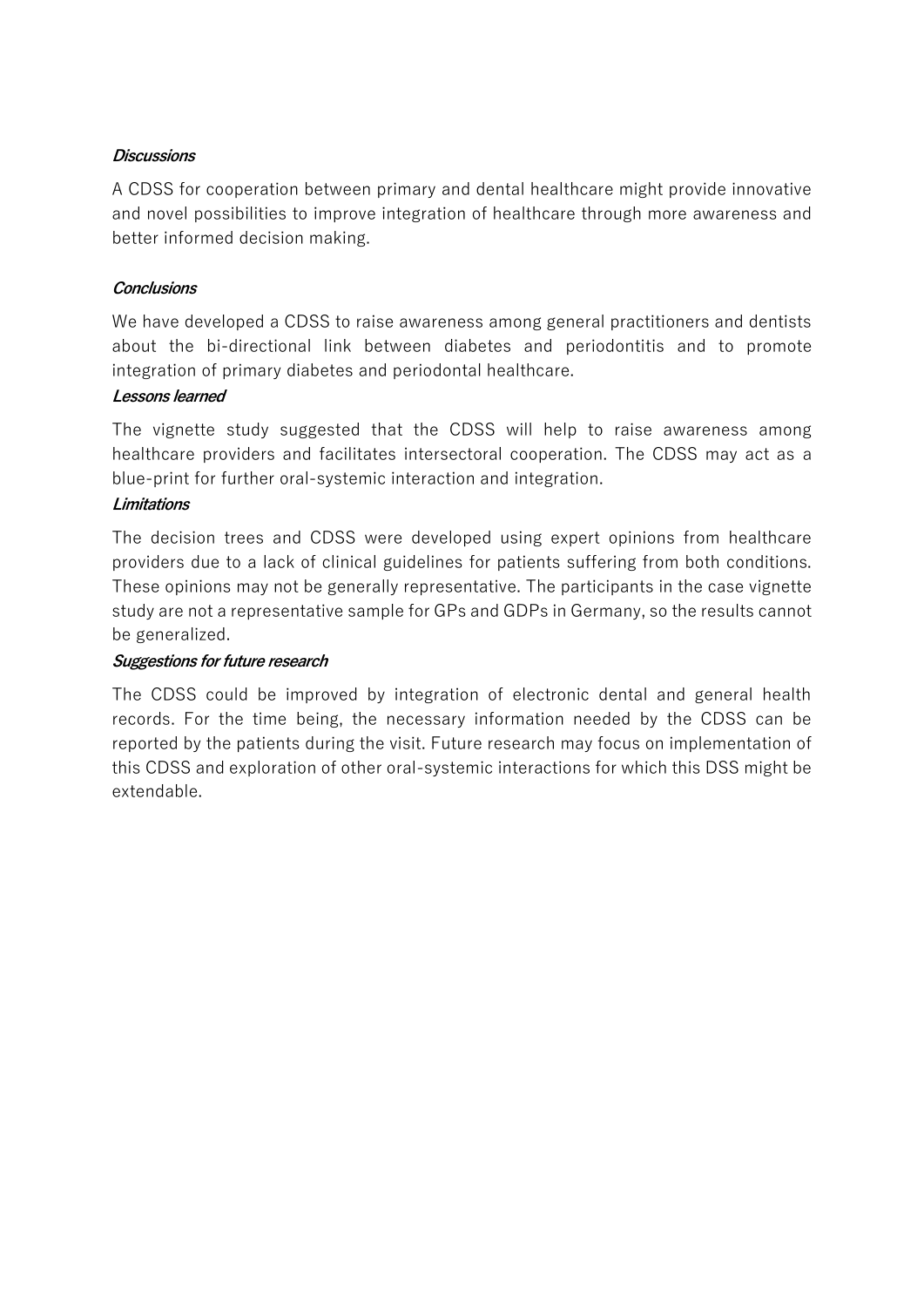***Discussions***

A CDSS for cooperation between primary and dental healthcare might provide innovative and novel possibilities to improve integration of healthcare through more awareness and better informed decision making.

***Conclusions***

We have developed a CDSS to raise awareness among general practitioners and dentists about the bi-directional link between diabetes and periodontitis and to promote integration of primary diabetes and periodontal healthcare.

***Lessons learned***

The vignette study suggested that the CDSS will help to raise awareness among healthcare providers and facilitates intersectoral cooperation. The CDSS may act as a blue-print for further oral-systemic interaction and integration.

***Limitations***

The decision trees and CDSS were developed using expert opinions from healthcare providers due to a lack of clinical guidelines for patients suffering from both conditions. These opinions may not be generally representative. The participants in the case vignette study are not a representative sample for GPs and GDPs in Germany, so the results cannot be generalized.

***Suggestions for future research***

The CDSS could be improved by integration of electronic dental and general health records. For the time being, the necessary information needed by the CDSS can be reported by the patients during the visit. Future research may focus on implementation of this CDSS and exploration of other oral-systemic interactions for which this DSS might be extendable.